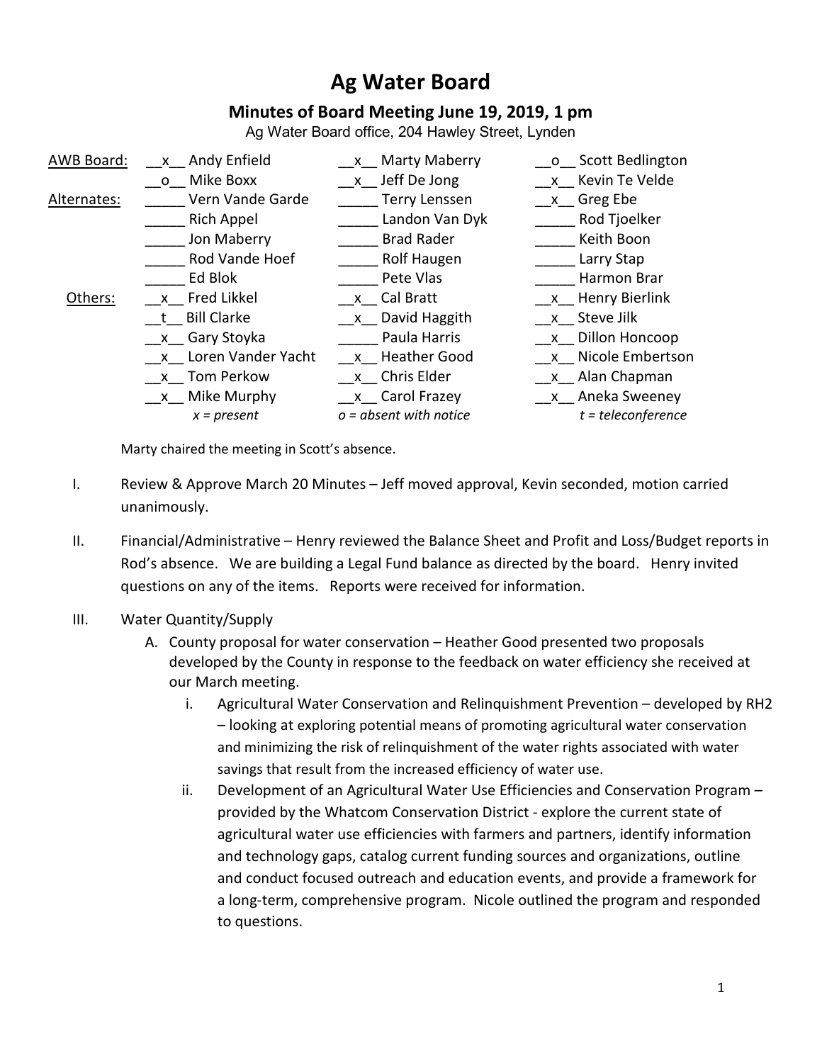# Ag Water Board

## Minutes of Board Meeting June 19, 2019, 1 pm

Ag Water Board office, 204 Hawley Street, Lynden

| | | | |
|---|---|---|---|
| AWB Board: | __x__ Andy Enfield | __x__ Marty Maberry | __o__ Scott Bedlington |
| | __o__ Mike Boxx | __x__ Jeff De Jong | __x__ Kevin Te Velde |
| Alternates: | _____ Vern Vande Garde | _____ Terry Lenssen | __x__ Greg Ebe |
| | _____ Rich Appel | _____ Landon Van Dyk | _____ Rod Tjoelker |
| | _____ Jon Maberry | _____ Brad Rader | _____ Keith Boon |
| | _____ Rod Vande Hoef | _____ Rolf Haugen | _____ Larry Stap |
| | _____ Ed Blok | _____ Pete Vlas | _____ Harmon Brar |
| Others: | __x__ Fred Likkel | __x__ Cal Bratt | __x__ Henry Bierlink |
| | __t__ Bill Clarke | __x__ David Haggith | __x__ Steve Jilk |
| | __x__ Gary Stoyka | _____ Paula Harris | __x__ Dillon Honcoop |
| | __x__ Loren Vander Yacht | __x__ Heather Good | __x__ Nicole Embertson |
| | __x__ Tom Perkow | __x__ Chris Elder | __x__ Alan Chapman |
| | __x__ Mike Murphy | __x__ Carol Frazey | __x__ Aneka Sweeney |
| | *x = present* | *o = absent with notice* | *t = teleconference* |

Marty chaired the meeting in Scott's absence.

I. Review & Approve March 20 Minutes – Jeff moved approval, Kevin seconded, motion carried unanimously.

II. Financial/Administrative – Henry reviewed the Balance Sheet and Profit and Loss/Budget reports in Rod's absence. We are building a Legal Fund balance as directed by the board. Henry invited questions on any of the items. Reports were received for information.

III. Water Quantity/Supply

A. County proposal for water conservation – Heather Good presented two proposals developed by the County in response to the feedback on water efficiency she received at our March meeting.

i. Agricultural Water Conservation and Relinquishment Prevention – developed by RH2 – looking at exploring potential means of promoting agricultural water conservation and minimizing the risk of relinquishment of the water rights associated with water savings that result from the increased efficiency of water use.

ii. Development of an Agricultural Water Use Efficiencies and Conservation Program – provided by the Whatcom Conservation District - explore the current state of agricultural water use efficiencies with farmers and partners, identify information and technology gaps, catalog current funding sources and organizations, outline and conduct focused outreach and education events, and provide a framework for a long-term, comprehensive program. Nicole outlined the program and responded to questions.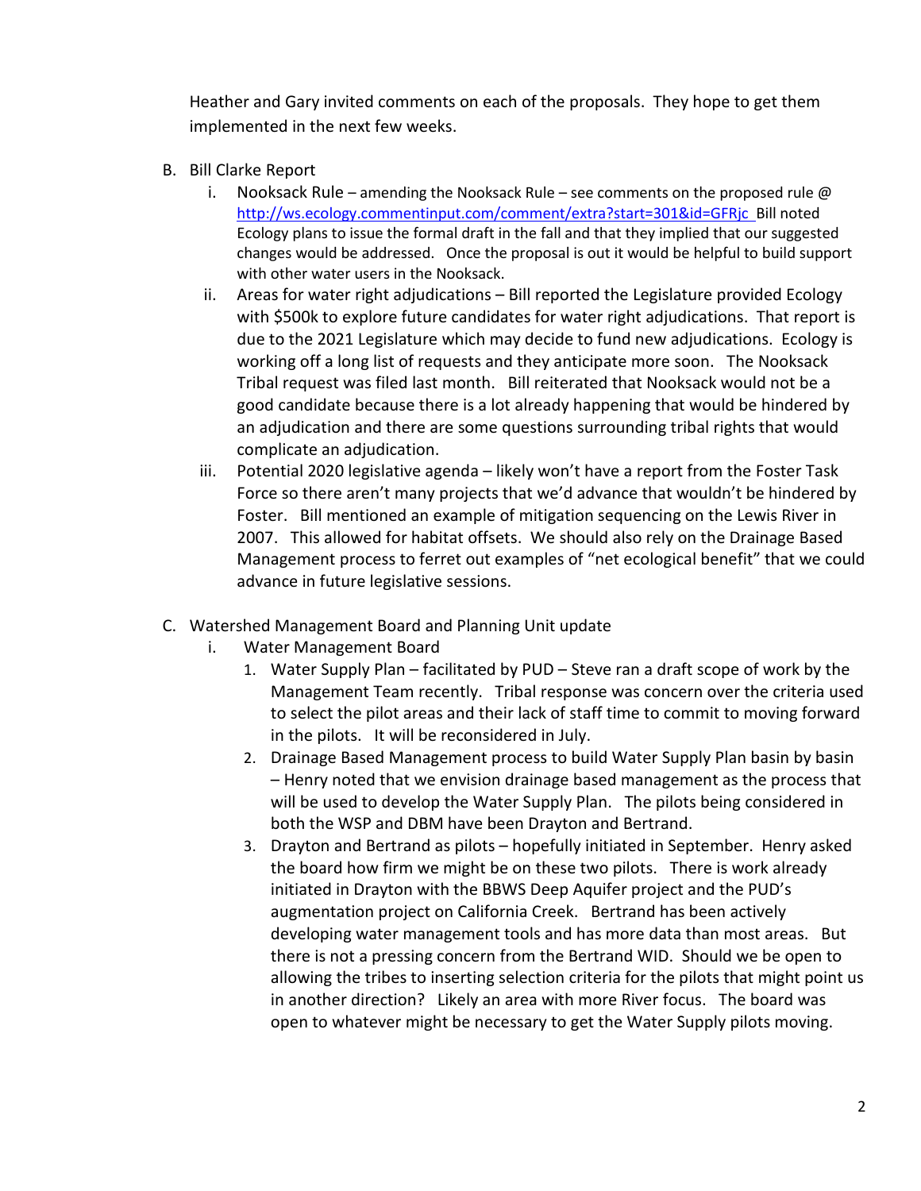Heather and Gary invited comments on each of the proposals. They hope to get them implemented in the next few weeks.

B. Bill Clarke Report
   i. Nooksack Rule – amending the Nooksack Rule – see comments on the proposed rule @ http://ws.ecology.commentinput.com/comment/extra?start=301&id=GFRjc Bill noted Ecology plans to issue the formal draft in the fall and that they implied that our suggested changes would be addressed. Once the proposal is out it would be helpful to build support with other water users in the Nooksack.
   ii. Areas for water right adjudications – Bill reported the Legislature provided Ecology with $500k to explore future candidates for water right adjudications. That report is due to the 2021 Legislature which may decide to fund new adjudications. Ecology is working off a long list of requests and they anticipate more soon. The Nooksack Tribal request was filed last month. Bill reiterated that Nooksack would not be a good candidate because there is a lot already happening that would be hindered by an adjudication and there are some questions surrounding tribal rights that would complicate an adjudication.
   iii. Potential 2020 legislative agenda – likely won't have a report from the Foster Task Force so there aren't many projects that we'd advance that wouldn't be hindered by Foster. Bill mentioned an example of mitigation sequencing on the Lewis River in 2007. This allowed for habitat offsets. We should also rely on the Drainage Based Management process to ferret out examples of "net ecological benefit" that we could advance in future legislative sessions.

C. Watershed Management Board and Planning Unit update
   i. Water Management Board
      1. Water Supply Plan – facilitated by PUD – Steve ran a draft scope of work by the Management Team recently. Tribal response was concern over the criteria used to select the pilot areas and their lack of staff time to commit to moving forward in the pilots. It will be reconsidered in July.
      2. Drainage Based Management process to build Water Supply Plan basin by basin – Henry noted that we envision drainage based management as the process that will be used to develop the Water Supply Plan. The pilots being considered in both the WSP and DBM have been Drayton and Bertrand.
      3. Drayton and Bertrand as pilots – hopefully initiated in September. Henry asked the board how firm we might be on these two pilots. There is work already initiated in Drayton with the BBWS Deep Aquifer project and the PUD's augmentation project on California Creek. Bertrand has been actively developing water management tools and has more data than most areas. But there is not a pressing concern from the Bertrand WID. Should we be open to allowing the tribes to inserting selection criteria for the pilots that might point us in another direction? Likely an area with more River focus. The board was open to whatever might be necessary to get the Water Supply pilots moving.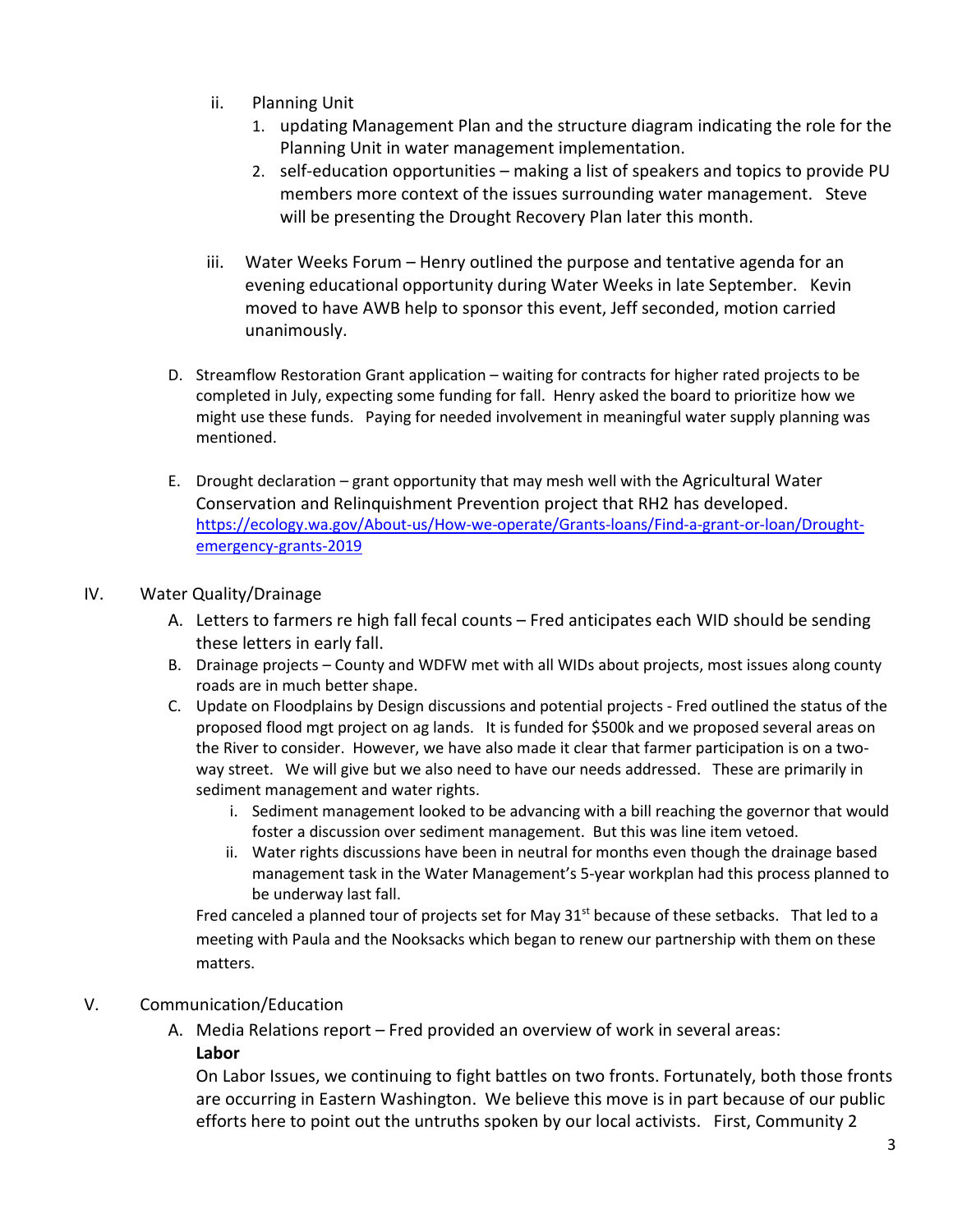ii. Planning Unit
    1. updating Management Plan and the structure diagram indicating the role for the Planning Unit in water management implementation.
    2. self-education opportunities – making a list of speakers and topics to provide PU members more context of the issues surrounding water management. Steve will be presenting the Drought Recovery Plan later this month.

iii. Water Weeks Forum – Henry outlined the purpose and tentative agenda for an evening educational opportunity during Water Weeks in late September. Kevin moved to have AWB help to sponsor this event, Jeff seconded, motion carried unanimously.

D. Streamflow Restoration Grant application – waiting for contracts for higher rated projects to be completed in July, expecting some funding for fall. Henry asked the board to prioritize how we might use these funds. Paying for needed involvement in meaningful water supply planning was mentioned.

E. Drought declaration – grant opportunity that may mesh well with the Agricultural Water Conservation and Relinquishment Prevention project that RH2 has developed. https://ecology.wa.gov/About-us/How-we-operate/Grants-loans/Find-a-grant-or-loan/Drought-emergency-grants-2019

IV. Water Quality/Drainage

A. Letters to farmers re high fall fecal counts – Fred anticipates each WID should be sending these letters in early fall.

B. Drainage projects – County and WDFW met with all WIDs about projects, most issues along county roads are in much better shape.

C. Update on Floodplains by Design discussions and potential projects - Fred outlined the status of the proposed flood mgt project on ag lands. It is funded for $500k and we proposed several areas on the River to consider. However, we have also made it clear that farmer participation is on a two-way street. We will give but we also need to have our needs addressed. These are primarily in sediment management and water rights.

   i. Sediment management looked to be advancing with a bill reaching the governor that would foster a discussion over sediment management. But this was line item vetoed.
   ii. Water rights discussions have been in neutral for months even though the drainage based management task in the Water Management's 5-year workplan had this process planned to be underway last fall.

Fred canceled a planned tour of projects set for May 31st because of these setbacks. That led to a meeting with Paula and the Nooksacks which began to renew our partnership with them on these matters.

V. Communication/Education

A. Media Relations report – Fred provided an overview of work in several areas:

**Labor**

On Labor Issues, we continuing to fight battles on two fronts. Fortunately, both those fronts are occurring in Eastern Washington. We believe this move is in part because of our public efforts here to point out the untruths spoken by our local activists. First, Community 2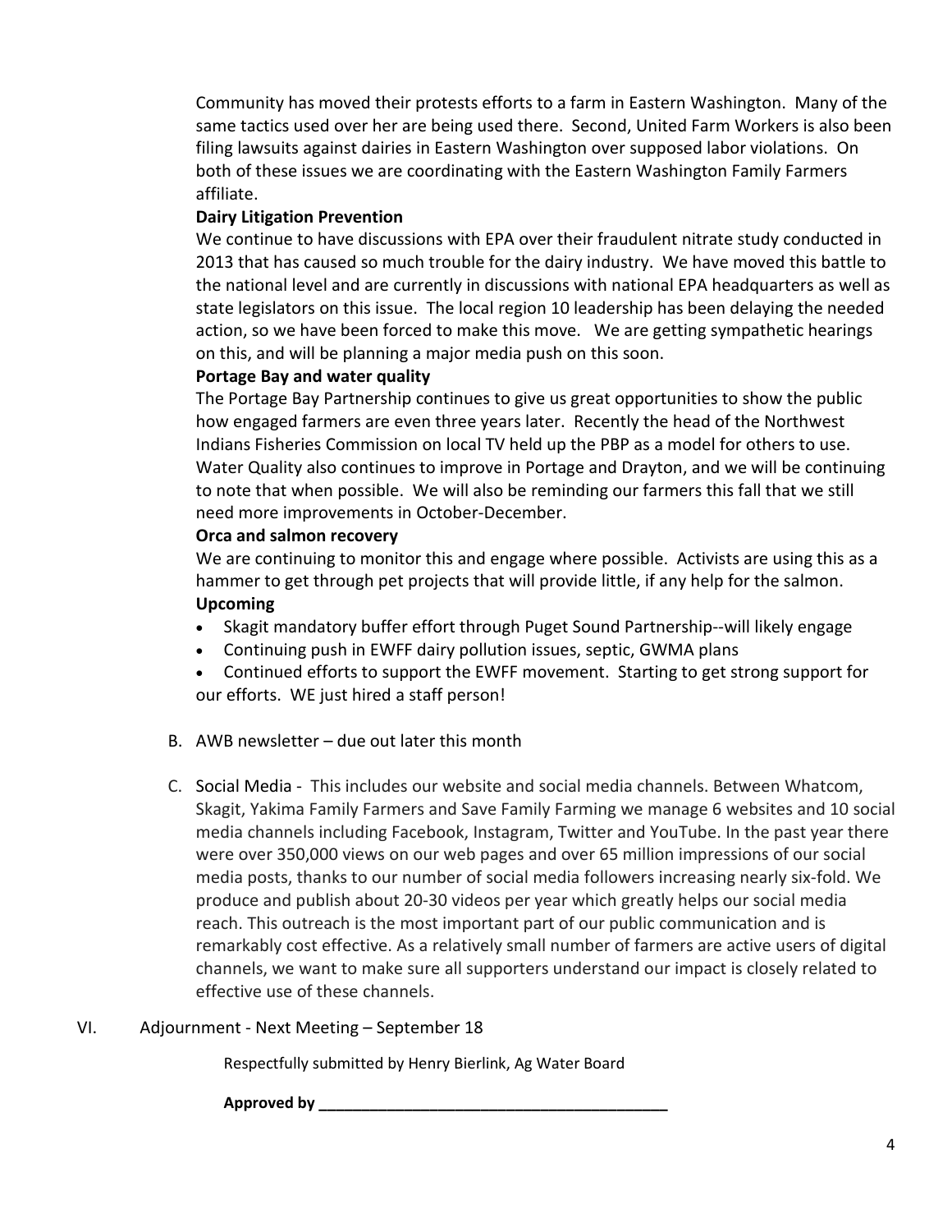Community has moved their protests efforts to a farm in Eastern Washington. Many of the same tactics used over her are being used there. Second, United Farm Workers is also been filing lawsuits against dairies in Eastern Washington over supposed labor violations. On both of these issues we are coordinating with the Eastern Washington Family Farmers affiliate.

**Dairy Litigation Prevention**

We continue to have discussions with EPA over their fraudulent nitrate study conducted in 2013 that has caused so much trouble for the dairy industry. We have moved this battle to the national level and are currently in discussions with national EPA headquarters as well as state legislators on this issue. The local region 10 leadership has been delaying the needed action, so we have been forced to make this move. We are getting sympathetic hearings on this, and will be planning a major media push on this soon.

**Portage Bay and water quality**

The Portage Bay Partnership continues to give us great opportunities to show the public how engaged farmers are even three years later. Recently the head of the Northwest Indians Fisheries Commission on local TV held up the PBP as a model for others to use. Water Quality also continues to improve in Portage and Drayton, and we will be continuing to note that when possible. We will also be reminding our farmers this fall that we still need more improvements in October-December.

**Orca and salmon recovery**

We are continuing to monitor this and engage where possible. Activists are using this as a hammer to get through pet projects that will provide little, if any help for the salmon.

**Upcoming**

- Skagit mandatory buffer effort through Puget Sound Partnership--will likely engage
- Continuing push in EWFF dairy pollution issues, septic, GWMA plans
- Continued efforts to support the EWFF movement. Starting to get strong support for our efforts. WE just hired a staff person!

B. AWB newsletter – due out later this month

C. Social Media - This includes our website and social media channels. Between Whatcom, Skagit, Yakima Family Farmers and Save Family Farming we manage 6 websites and 10 social media channels including Facebook, Instagram, Twitter and YouTube. In the past year there were over 350,000 views on our web pages and over 65 million impressions of our social media posts, thanks to our number of social media followers increasing nearly six-fold. We produce and publish about 20-30 videos per year which greatly helps our social media reach. This outreach is the most important part of our public communication and is remarkably cost effective. As a relatively small number of farmers are active users of digital channels, we want to make sure all supporters understand our impact is closely related to effective use of these channels.

VI. Adjournment - Next Meeting – September 18

Respectfully submitted by Henry Bierlink, Ag Water Board

**Approved by \_\_\_\_\_\_\_\_\_\_\_\_\_\_\_\_\_\_\_\_\_\_\_\_\_\_\_\_\_\_\_\_\_\_\_\_\_\_\_\_\_\_**